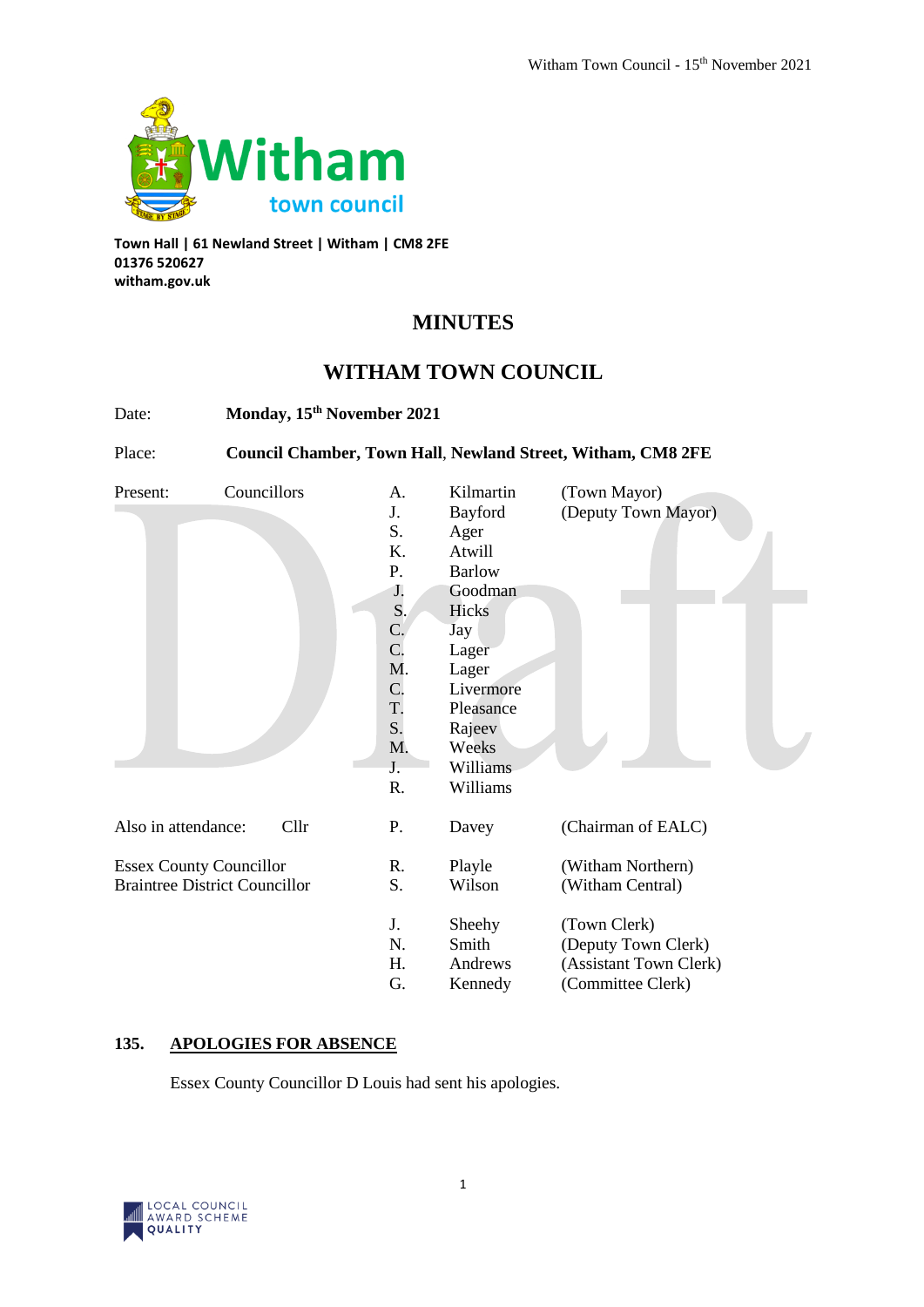Town Hall | 61 Newland Street | Witham | CM8 2FE
01376 520627
witham.gov.uk

# MINUTES

## WITHAM TOWN COUNCIL

Date: **Monday, 15th November 2021**

Place: **Council Chamber, Town Hall, Newland Street, Witham, CM8 2FE**

| Present: | Councillors | | | |
|---|---|---|---|---|
| | | A. | Kilmartin | (Town Mayor) |
| | | J. | Bayford | (Deputy Town Mayor) |
| | | S. | Ager | |
| | | K. | Atwill | |
| | | P. | Barlow | |
| | | J. | Goodman | |
| | | S. | Hicks | |
| | | C. | Jay | |
| | | C. | Lager | |
| | | M. | Lager | |
| | | C. | Livermore | |
| | | T. | Pleasance | |
| | | S. | Rajeev | |
| | | M. | Weeks | |
| | | J. | Williams | |
| | | R. | Williams | |
| Also in attendance: | Cllr | P. | Davey | (Chairman of EALC) |
| Essex County Councillor | | R. | Playle | (Witham Northern) |
| Braintree District Councillor | | S. | Wilson | (Witham Central) |
| | | J. | Sheehy | (Town Clerk) |
| | | N. | Smith | (Deputy Town Clerk) |
| | | H. | Andrews | (Assistant Town Clerk) |
| | | G. | Kennedy | (Committee Clerk) |

### 135. APOLOGIES FOR ABSENCE

Essex County Councillor D Louis had sent his apologies.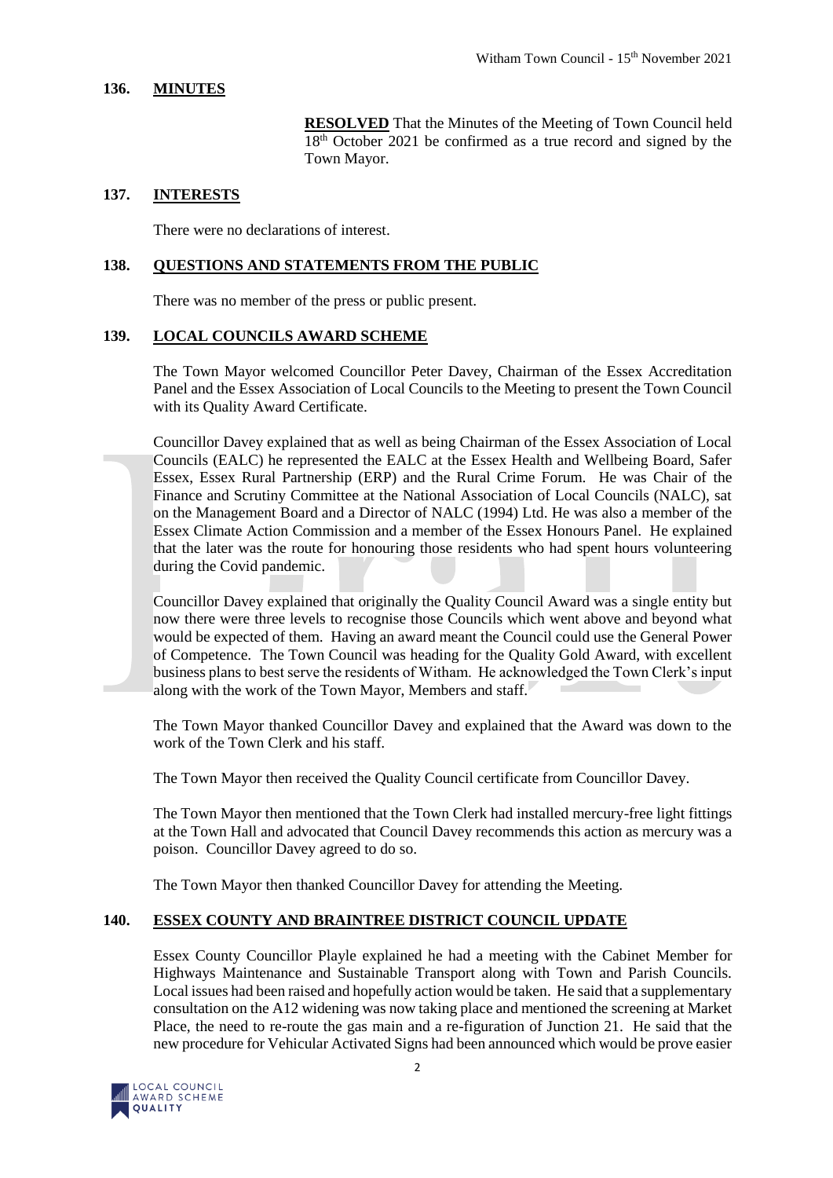## 136. MINUTES

**RESOLVED** That the Minutes of the Meeting of Town Council held 18th October 2021 be confirmed as a true record and signed by the Town Mayor.

## 137. INTERESTS

There were no declarations of interest.

## 138. QUESTIONS AND STATEMENTS FROM THE PUBLIC

There was no member of the press or public present.

## 139. LOCAL COUNCILS AWARD SCHEME

The Town Mayor welcomed Councillor Peter Davey, Chairman of the Essex Accreditation Panel and the Essex Association of Local Councils to the Meeting to present the Town Council with its Quality Award Certificate.

Councillor Davey explained that as well as being Chairman of the Essex Association of Local Councils (EALC) he represented the EALC at the Essex Health and Wellbeing Board, Safer Essex, Essex Rural Partnership (ERP) and the Rural Crime Forum. He was Chair of the Finance and Scrutiny Committee at the National Association of Local Councils (NALC), sat on the Management Board and a Director of NALC (1994) Ltd. He was also a member of the Essex Climate Action Commission and a member of the Essex Honours Panel. He explained that the later was the route for honouring those residents who had spent hours volunteering during the Covid pandemic.

Councillor Davey explained that originally the Quality Council Award was a single entity but now there were three levels to recognise those Councils which went above and beyond what would be expected of them. Having an award meant the Council could use the General Power of Competence. The Town Council was heading for the Quality Gold Award, with excellent business plans to best serve the residents of Witham. He acknowledged the Town Clerk's input along with the work of the Town Mayor, Members and staff.

The Town Mayor thanked Councillor Davey and explained that the Award was down to the work of the Town Clerk and his staff.

The Town Mayor then received the Quality Council certificate from Councillor Davey.

The Town Mayor then mentioned that the Town Clerk had installed mercury-free light fittings at the Town Hall and advocated that Council Davey recommends this action as mercury was a poison. Councillor Davey agreed to do so.

The Town Mayor then thanked Councillor Davey for attending the Meeting.

## 140. ESSEX COUNTY AND BRAINTREE DISTRICT COUNCIL UPDATE

Essex County Councillor Playle explained he had a meeting with the Cabinet Member for Highways Maintenance and Sustainable Transport along with Town and Parish Councils. Local issues had been raised and hopefully action would be taken. He said that a supplementary consultation on the A12 widening was now taking place and mentioned the screening at Market Place, the need to re-route the gas main and a re-figuration of Junction 21. He said that the new procedure for Vehicular Activated Signs had been announced which would be prove easier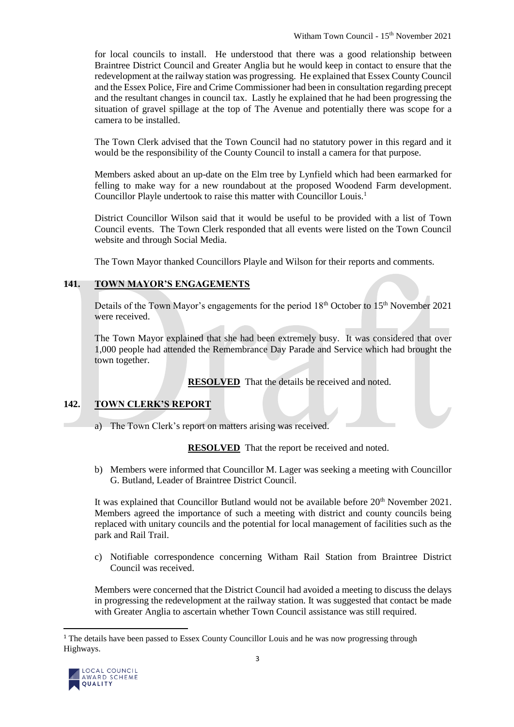for local councils to install. He understood that there was a good relationship between Braintree District Council and Greater Anglia but he would keep in contact to ensure that the redevelopment at the railway station was progressing. He explained that Essex County Council and the Essex Police, Fire and Crime Commissioner had been in consultation regarding precept and the resultant changes in council tax. Lastly he explained that he had been progressing the situation of gravel spillage at the top of The Avenue and potentially there was scope for a camera to be installed.

The Town Clerk advised that the Town Council had no statutory power in this regard and it would be the responsibility of the County Council to install a camera for that purpose.

Members asked about an up-date on the Elm tree by Lynfield which had been earmarked for felling to make way for a new roundabout at the proposed Woodend Farm development. Councillor Playle undertook to raise this matter with Councillor Louis.[1]

District Councillor Wilson said that it would be useful to be provided with a list of Town Council events. The Town Clerk responded that all events were listed on the Town Council website and through Social Media.

The Town Mayor thanked Councillors Playle and Wilson for their reports and comments.

## 141. TOWN MAYOR'S ENGAGEMENTS

Details of the Town Mayor's engagements for the period 18th October to 15th November 2021 were received.

The Town Mayor explained that she had been extremely busy. It was considered that over 1,000 people had attended the Remembrance Day Parade and Service which had brought the town together.

**RESOLVED** That the details be received and noted.

## 142. TOWN CLERK'S REPORT

a) The Town Clerk's report on matters arising was received.

**RESOLVED** That the report be received and noted.

b) Members were informed that Councillor M. Lager was seeking a meeting with Councillor G. Butland, Leader of Braintree District Council.

It was explained that Councillor Butland would not be available before 20th November 2021. Members agreed the importance of such a meeting with district and county councils being replaced with unitary councils and the potential for local management of facilities such as the park and Rail Trail.

c) Notifiable correspondence concerning Witham Rail Station from Braintree District Council was received.

Members were concerned that the District Council had avoided a meeting to discuss the delays in progressing the redevelopment at the railway station. It was suggested that contact be made with Greater Anglia to ascertain whether Town Council assistance was still required.

---

[1] The details have been passed to Essex County Councillor Louis and he was now progressing through Highways.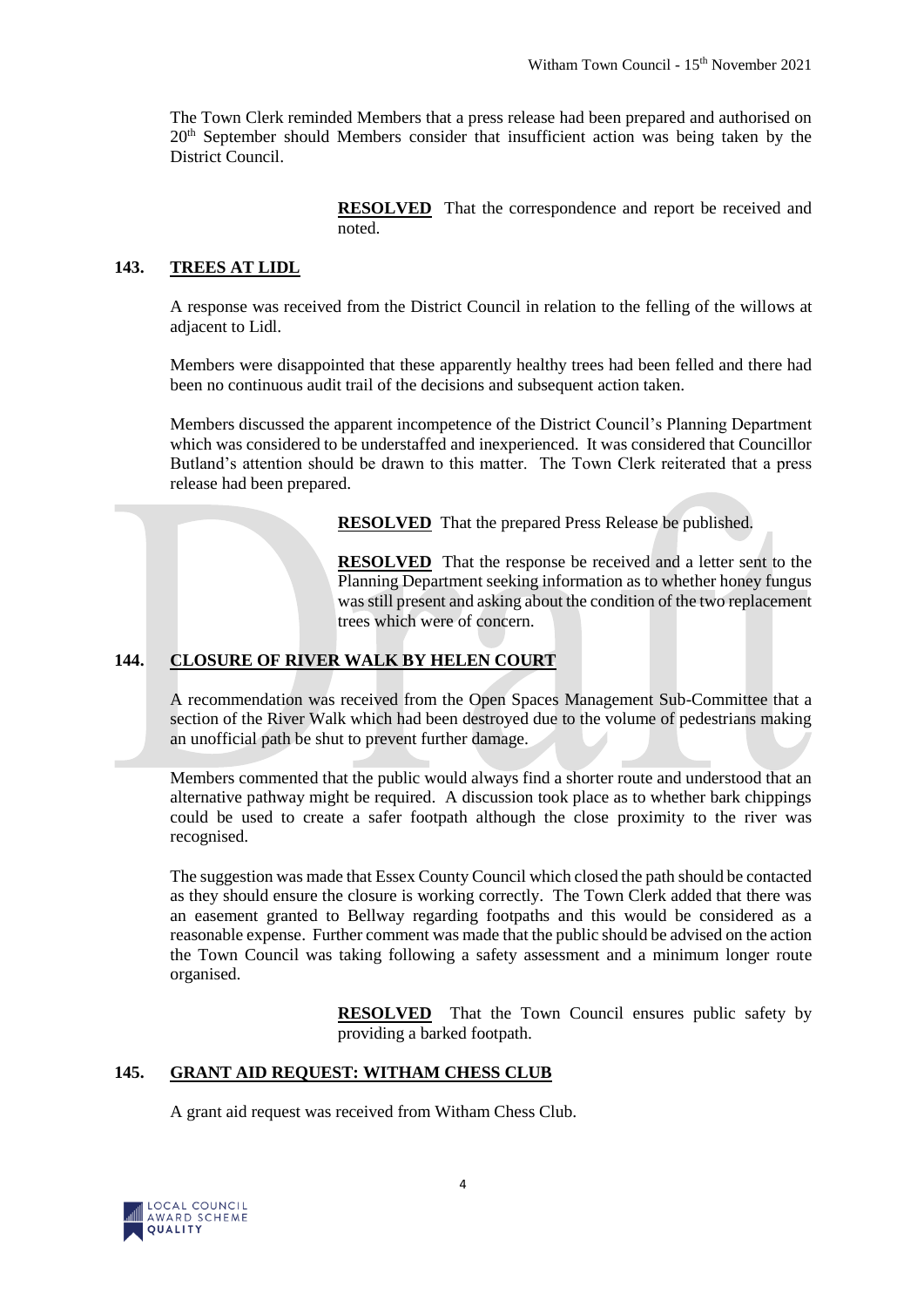The Town Clerk reminded Members that a press release had been prepared and authorised on 20th September should Members consider that insufficient action was being taken by the District Council.

**RESOLVED** That the correspondence and report be received and noted.

## 143. TREES AT LIDL

A response was received from the District Council in relation to the felling of the willows at adjacent to Lidl.

Members were disappointed that these apparently healthy trees had been felled and there had been no continuous audit trail of the decisions and subsequent action taken.

Members discussed the apparent incompetence of the District Council's Planning Department which was considered to be understaffed and inexperienced. It was considered that Councillor Butland's attention should be drawn to this matter. The Town Clerk reiterated that a press release had been prepared.

**RESOLVED** That the prepared Press Release be published.

**RESOLVED** That the response be received and a letter sent to the Planning Department seeking information as to whether honey fungus was still present and asking about the condition of the two replacement trees which were of concern.

## 144. CLOSURE OF RIVER WALK BY HELEN COURT

A recommendation was received from the Open Spaces Management Sub-Committee that a section of the River Walk which had been destroyed due to the volume of pedestrians making an unofficial path be shut to prevent further damage.

Members commented that the public would always find a shorter route and understood that an alternative pathway might be required. A discussion took place as to whether bark chippings could be used to create a safer footpath although the close proximity to the river was recognised.

The suggestion was made that Essex County Council which closed the path should be contacted as they should ensure the closure is working correctly. The Town Clerk added that there was an easement granted to Bellway regarding footpaths and this would be considered as a reasonable expense. Further comment was made that the public should be advised on the action the Town Council was taking following a safety assessment and a minimum longer route organised.

**RESOLVED** That the Town Council ensures public safety by providing a barked footpath.

## 145. GRANT AID REQUEST: WITHAM CHESS CLUB

A grant aid request was received from Witham Chess Club.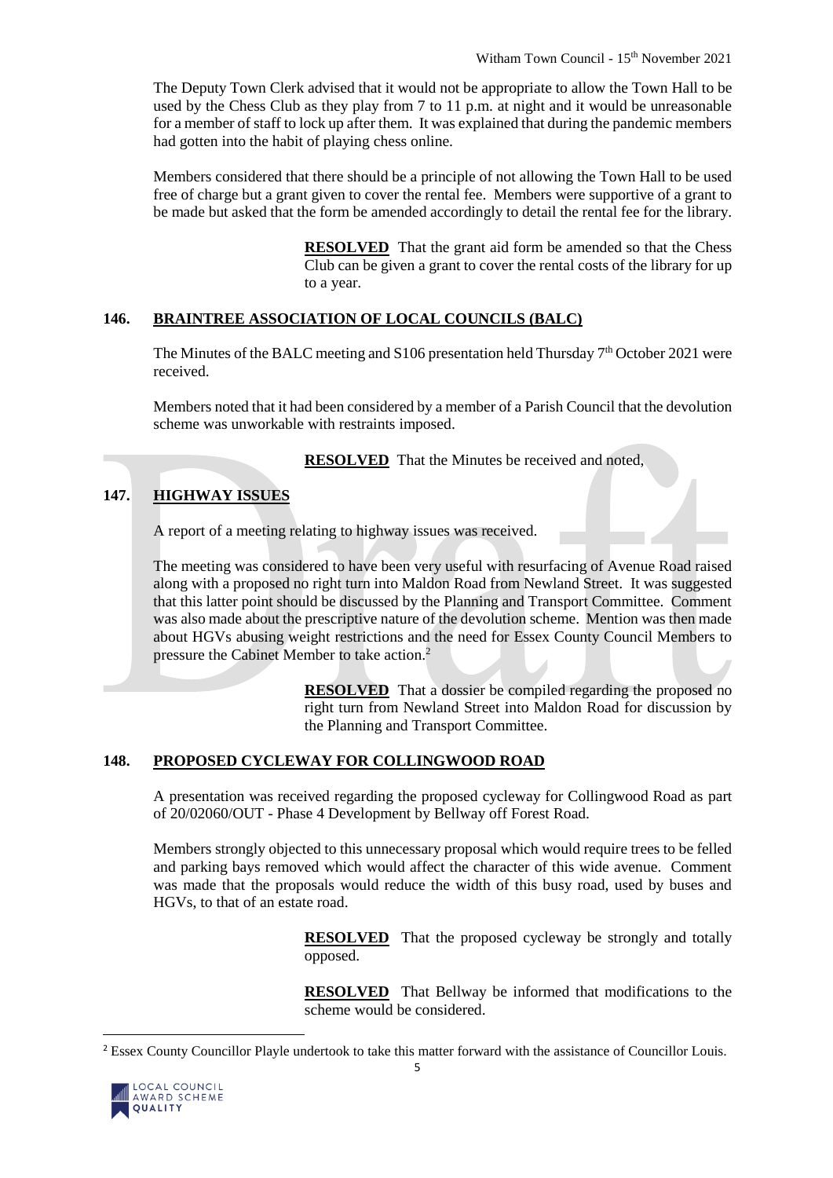The Deputy Town Clerk advised that it would not be appropriate to allow the Town Hall to be used by the Chess Club as they play from 7 to 11 p.m. at night and it would be unreasonable for a member of staff to lock up after them. It was explained that during the pandemic members had gotten into the habit of playing chess online.

Members considered that there should be a principle of not allowing the Town Hall to be used free of charge but a grant given to cover the rental fee. Members were supportive of a grant to be made but asked that the form be amended accordingly to detail the rental fee for the library.

> **RESOLVED** That the grant aid form be amended so that the Chess Club can be given a grant to cover the rental costs of the library for up to a year.

## 146. BRAINTREE ASSOCIATION OF LOCAL COUNCILS (BALC)

The Minutes of the BALC meeting and S106 presentation held Thursday 7th October 2021 were received.

Members noted that it had been considered by a member of a Parish Council that the devolution scheme was unworkable with restraints imposed.

> **RESOLVED** That the Minutes be received and noted,

## 147. HIGHWAY ISSUES

A report of a meeting relating to highway issues was received.

The meeting was considered to have been very useful with resurfacing of Avenue Road raised along with a proposed no right turn into Maldon Road from Newland Street. It was suggested that this latter point should be discussed by the Planning and Transport Committee. Comment was also made about the prescriptive nature of the devolution scheme. Mention was then made about HGVs abusing weight restrictions and the need for Essex County Council Members to pressure the Cabinet Member to take action.[2]

> **RESOLVED** That a dossier be compiled regarding the proposed no right turn from Newland Street into Maldon Road for discussion by the Planning and Transport Committee.

## 148. PROPOSED CYCLEWAY FOR COLLINGWOOD ROAD

A presentation was received regarding the proposed cycleway for Collingwood Road as part of 20/02060/OUT - Phase 4 Development by Bellway off Forest Road.

Members strongly objected to this unnecessary proposal which would require trees to be felled and parking bays removed which would affect the character of this wide avenue. Comment was made that the proposals would reduce the width of this busy road, used by buses and HGVs, to that of an estate road.

> **RESOLVED** That the proposed cycleway be strongly and totally opposed.

> **RESOLVED** That Bellway be informed that modifications to the scheme would be considered.

[2] Essex County Councillor Playle undertook to take this matter forward with the assistance of Councillor Louis.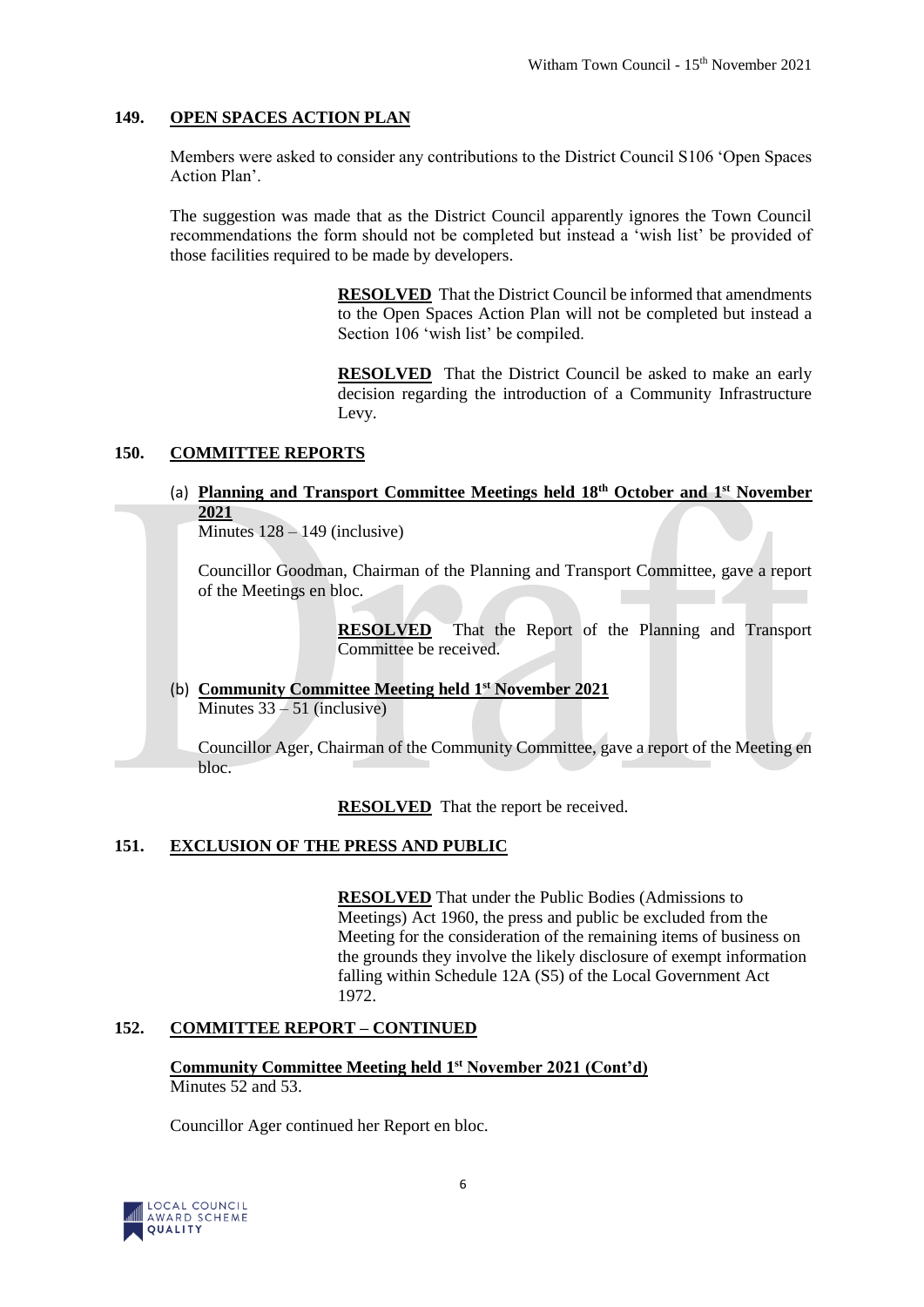## 149. OPEN SPACES ACTION PLAN

Members were asked to consider any contributions to the District Council S106 'Open Spaces Action Plan'.

The suggestion was made that as the District Council apparently ignores the Town Council recommendations the form should not be completed but instead a 'wish list' be provided of those facilities required to be made by developers.

> **RESOLVED** That the District Council be informed that amendments to the Open Spaces Action Plan will not be completed but instead a Section 106 'wish list' be compiled.

> **RESOLVED** That the District Council be asked to make an early decision regarding the introduction of a Community Infrastructure Levy.

## 150. COMMITTEE REPORTS

(a) **Planning and Transport Committee Meetings held 18th October and 1st November 2021**
Minutes 128 – 149 (inclusive)

Councillor Goodman, Chairman of the Planning and Transport Committee, gave a report of the Meetings en bloc.

> **RESOLVED** That the Report of the Planning and Transport Committee be received.

(b) **Community Committee Meeting held 1st November 2021**
Minutes 33 – 51 (inclusive)

Councillor Ager, Chairman of the Community Committee, gave a report of the Meeting en bloc.

> **RESOLVED** That the report be received.

## 151. EXCLUSION OF THE PRESS AND PUBLIC

> **RESOLVED** That under the Public Bodies (Admissions to Meetings) Act 1960, the press and public be excluded from the Meeting for the consideration of the remaining items of business on the grounds they involve the likely disclosure of exempt information falling within Schedule 12A (S5) of the Local Government Act 1972.

## 152. COMMITTEE REPORT – CONTINUED

**Community Committee Meeting held 1st November 2021 (Cont'd)**
Minutes 52 and 53.

Councillor Ager continued her Report en bloc.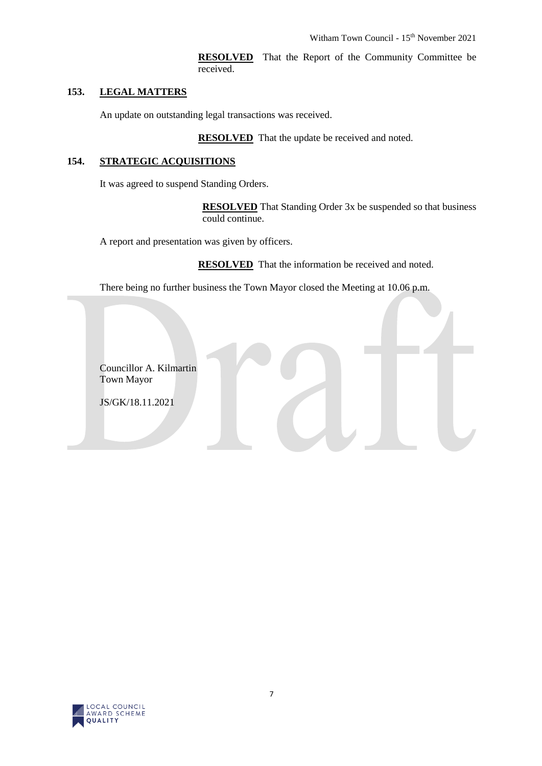**RESOLVED** That the Report of the Community Committee be received.

## 153. LEGAL MATTERS

An update on outstanding legal transactions was received.

**RESOLVED** That the update be received and noted.

## 154. STRATEGIC ACQUISITIONS

It was agreed to suspend Standing Orders.

**RESOLVED** That Standing Order 3x be suspended so that business could continue.

A report and presentation was given by officers.

**RESOLVED** That the information be received and noted.

There being no further business the Town Mayor closed the Meeting at 10.06 p.m.

Councillor A. Kilmartin
Town Mayor

JS/GK/18.11.2021